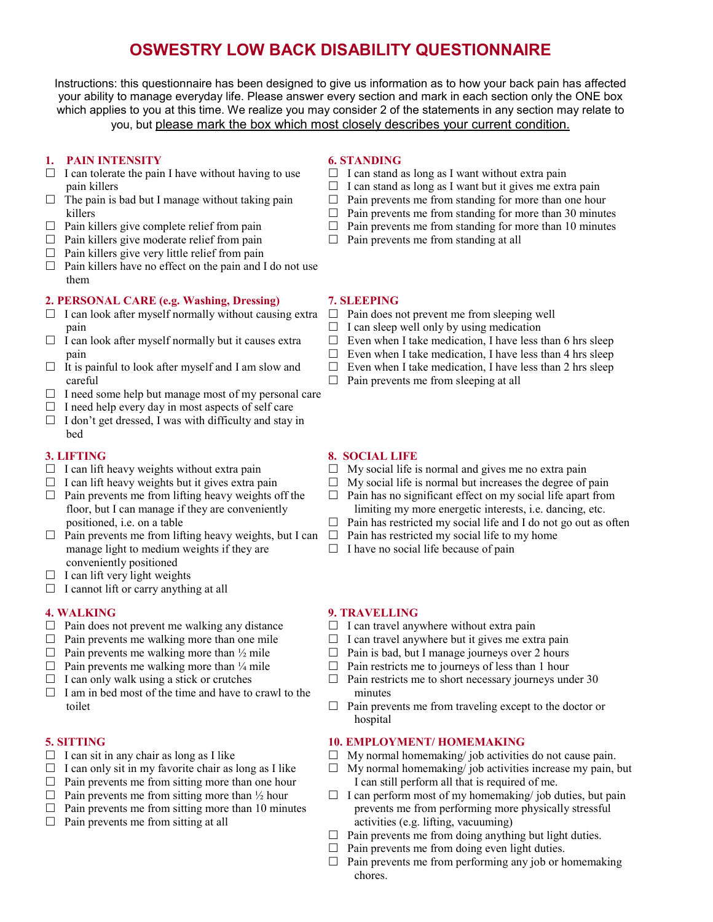# OSWESTRY LOW BACK DISABILITY QUESTIONNAIRE

Instructions: this questionnaire has been designed to give us information as to how your back pain has affected your ability to manage everyday life. Please answer every section and mark in each section only the ONE box which applies to you at this time. We realize you may consider 2 of the statements in any section may relate to you, but please mark the box which most closely describes your current condition.

### 1. PAIN INTENSITY

- ☐ I can tolerate the pain I have without having to use pain killers
- ☐ The pain is bad but I manage without taking pain killers
- ☐ Pain killers give complete relief from pain
- ☐ Pain killers give moderate relief from pain
- ☐ Pain killers give very little relief from pain
- ☐ Pain killers have no effect on the pain and I do not use them

### 2. PERSONAL CARE (e.g. Washing, Dressing)

- ☐ I can look after myself normally without causing extra pain
- ☐ I can look after myself normally but it causes extra pain
- ☐ It is painful to look after myself and I am slow and careful
- ☐ I need some help but manage most of my personal care
- ☐ I need help every day in most aspects of self care
- ☐ I don't get dressed, I was with difficulty and stay in bed

### 3. LIFTING

- ☐ I can lift heavy weights without extra pain
- ☐ I can lift heavy weights but it gives extra pain
- ☐ Pain prevents me from lifting heavy weights off the floor, but I can manage if they are conveniently positioned, i.e. on a table
- ☐ Pain prevents me from lifting heavy weights, but I can manage light to medium weights if they are conveniently positioned
- ☐ I can lift very light weights
- ☐ I cannot lift or carry anything at all

### 4. WALKING

- ☐ Pain does not prevent me walking any distance
- ☐ Pain prevents me walking more than one mile
- ☐ Pain prevents me walking more than ½ mile
- ☐ Pain prevents me walking more than ¼ mile
- ☐ I can only walk using a stick or crutches
- ☐ I am in bed most of the time and have to crawl to the toilet

### 5. SITTING

- ☐ I can sit in any chair as long as I like
- ☐ I can only sit in my favorite chair as long as I like
- ☐ Pain prevents me from sitting more than one hour
- ☐ Pain prevents me from sitting more than ½ hour
- ☐ Pain prevents me from sitting more than 10 minutes
- ☐ Pain prevents me from sitting at all

### 6. STANDING

- ☐ I can stand as long as I want without extra pain
- ☐ I can stand as long as I want but it gives me extra pain
- ☐ Pain prevents me from standing for more than one hour
- ☐ Pain prevents me from standing for more than 30 minutes
- ☐ Pain prevents me from standing for more than 10 minutes
- ☐ Pain prevents me from standing at all

### 7. SLEEPING

- ☐ Pain does not prevent me from sleeping well
- ☐ I can sleep well only by using medication
- ☐ Even when I take medication, I have less than 6 hrs sleep
- ☐ Even when I take medication, I have less than 4 hrs sleep
- ☐ Even when I take medication, I have less than 2 hrs sleep
- ☐ Pain prevents me from sleeping at all

### 8. SOCIAL LIFE

- ☐ My social life is normal and gives me no extra pain
- ☐ My social life is normal but increases the degree of pain
- ☐ Pain has no significant effect on my social life apart from limiting my more energetic interests, i.e. dancing, etc.
- ☐ Pain has restricted my social life and I do not go out as often
- ☐ Pain has restricted my social life to my home
- ☐ I have no social life because of pain

### 9. TRAVELLING

- ☐ I can travel anywhere without extra pain
- ☐ I can travel anywhere but it gives me extra pain
- ☐ Pain is bad, but I manage journeys over 2 hours
- ☐ Pain restricts me to journeys of less than 1 hour
- ☐ Pain restricts me to short necessary journeys under 30 minutes
- ☐ Pain prevents me from traveling except to the doctor or hospital

### 10. EMPLOYMENT/ HOMEMAKING

- ☐ My normal homemaking/ job activities do not cause pain.
- ☐ My normal homemaking/ job activities increase my pain, but I can still perform all that is required of me.
- ☐ I can perform most of my homemaking/ job duties, but pain prevents me from performing more physically stressful activities (e.g. lifting, vacuuming)
- ☐ Pain prevents me from doing anything but light duties.
- ☐ Pain prevents me from doing even light duties.
- ☐ Pain prevents me from performing any job or homemaking chores.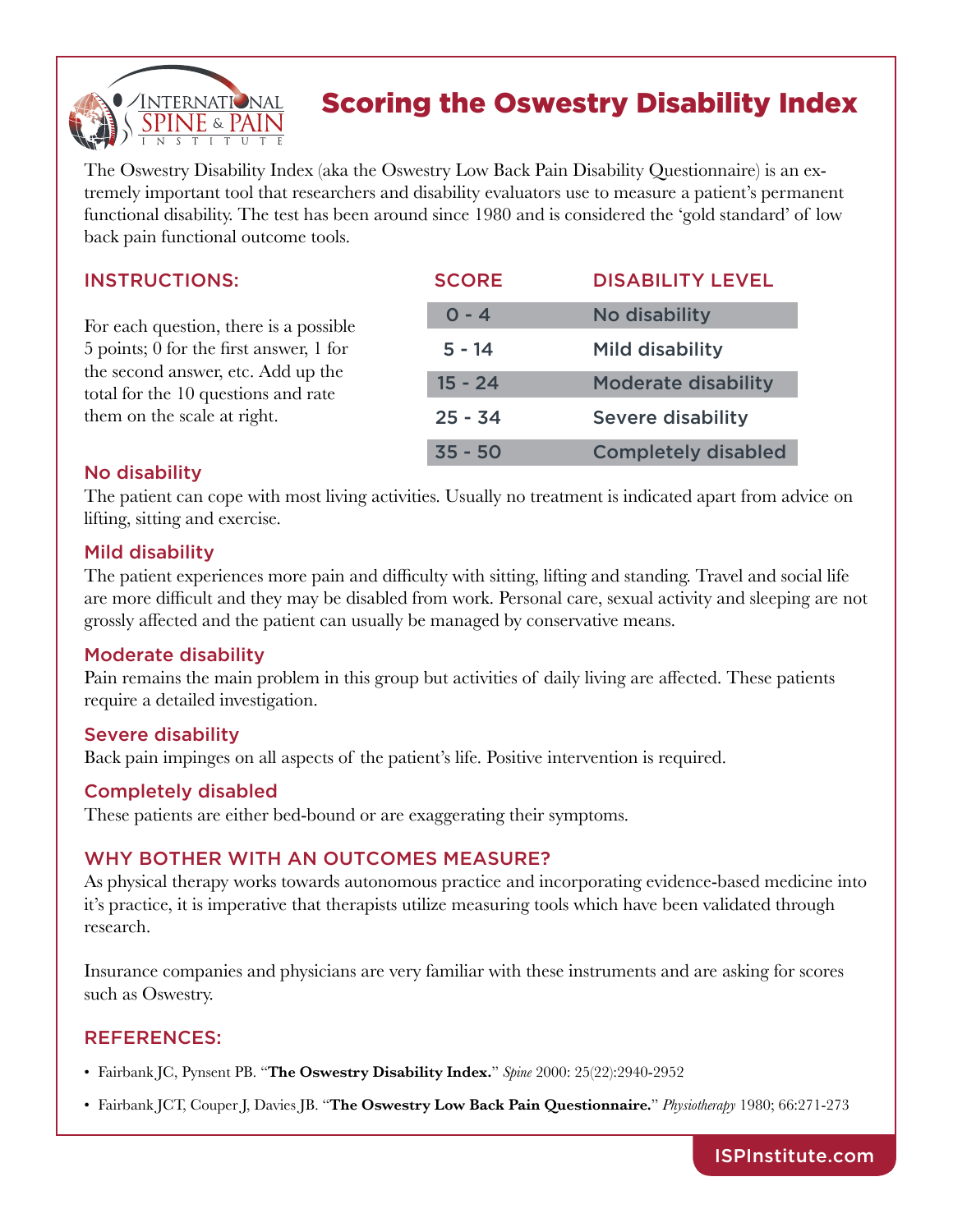# Scoring the Oswestry Disability Index

The Oswestry Disability Index (aka the Oswestry Low Back Pain Disability Questionnaire) is an extremely important tool that researchers and disability evaluators use to measure a patient's permanent functional disability. The test has been around since 1980 and is considered the 'gold standard' of low back pain functional outcome tools.

## INSTRUCTIONS:

For each question, there is a possible 5 points; 0 for the first answer, 1 for the second answer, etc. Add up the total for the 10 questions and rate them on the scale at right.

| SCORE | DISABILITY LEVEL |
|---|---|
| 0 - 4 | No disability |
| 5 - 14 | Mild disability |
| 15 - 24 | Moderate disability |
| 25 - 34 | Severe disability |
| 35 - 50 | Completely disabled |

### No disability

The patient can cope with most living activities. Usually no treatment is indicated apart from advice on lifting, sitting and exercise.

### Mild disability

The patient experiences more pain and difficulty with sitting, lifting and standing. Travel and social life are more difficult and they may be disabled from work. Personal care, sexual activity and sleeping are not grossly affected and the patient can usually be managed by conservative means.

### Moderate disability

Pain remains the main problem in this group but activities of daily living are affected. These patients require a detailed investigation.

### Severe disability

Back pain impinges on all aspects of the patient's life. Positive intervention is required.

### Completely disabled

These patients are either bed-bound or are exaggerating their symptoms.

## WHY BOTHER WITH AN OUTCOMES MEASURE?

As physical therapy works towards autonomous practice and incorporating evidence-based medicine into it's practice, it is imperative that therapists utilize measuring tools which have been validated through research.

Insurance companies and physicians are very familiar with these instruments and are asking for scores such as Oswestry.

## REFERENCES:

- Fairbank JC, Pynsent PB. "**The Oswestry Disability Index.**" *Spine* 2000: 25(22):2940-2952
- Fairbank JCT, Couper J, Davies JB. "**The Oswestry Low Back Pain Questionnaire.**" *Physiotherapy* 1980; 66:271-273

ISPInstitute.com